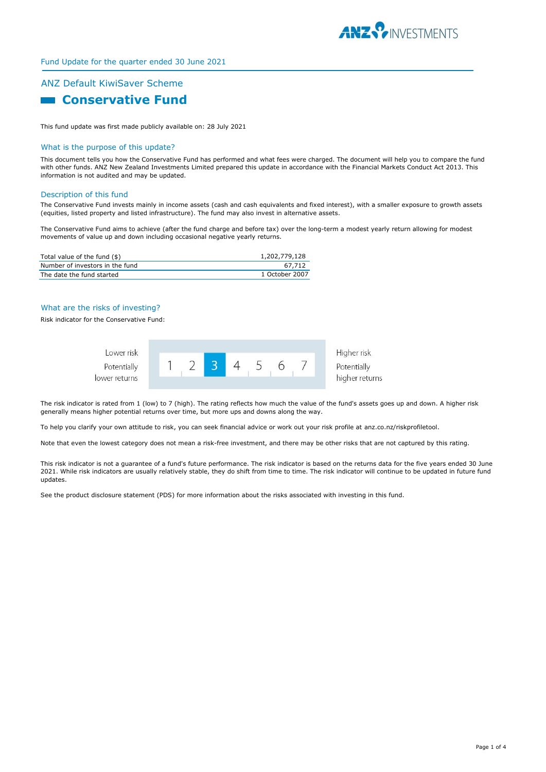Fund Update for the quarter ended 30 June 2021

## ANZ Default KiwiSaver Scheme

# Conservative Fund

This fund update was first made publicly available on: 28 July 2021

### What is the purpose of this update?

This document tells you how the Conservative Fund has performed and what fees were charged. The document will help you to compare the fund with other funds. ANZ New Zealand Investments Limited prepared this update in accordance with the Financial Markets Conduct Act 2013. This information is not audited and may be updated.

### Description of this fund

The Conservative Fund invests mainly in income assets (cash and cash equivalents and fixed interest), with a smaller exposure to growth assets (equities, listed property and listed infrastructure). The fund may also invest in alternative assets.

The Conservative Fund aims to achieve (after the fund charge and before tax) over the long-term a modest yearly return allowing for modest movements of value up and down including occasional negative yearly returns.

| | |
|---|---|
| Total value of the fund ($) | 1,202,779,128 |
| Number of investors in the fund | 67,712 |
| The date the fund started | 1 October 2007 |

### What are the risks of investing?

Risk indicator for the Conservative Fund:

| Lower risk / Potentially lower returns | 1 | 2 | **3** | 4 | 5 | 6 | 7 | Higher risk / Potentially higher returns |
|---|---|---|---|---|---|---|---|---|

The risk indicator is rated from 1 (low) to 7 (high). The rating reflects how much the value of the fund's assets goes up and down. A higher risk generally means higher potential returns over time, but more ups and downs along the way.

To help you clarify your own attitude to risk, you can seek financial advice or work out your risk profile at anz.co.nz/riskprofiletool.

Note that even the lowest category does not mean a risk-free investment, and there may be other risks that are not captured by this rating.

This risk indicator is not a guarantee of a fund's future performance. The risk indicator is based on the returns data for the five years ended 30 June 2021. While risk indicators are usually relatively stable, they do shift from time to time. The risk indicator will continue to be updated in future fund updates.

See the product disclosure statement (PDS) for more information about the risks associated with investing in this fund.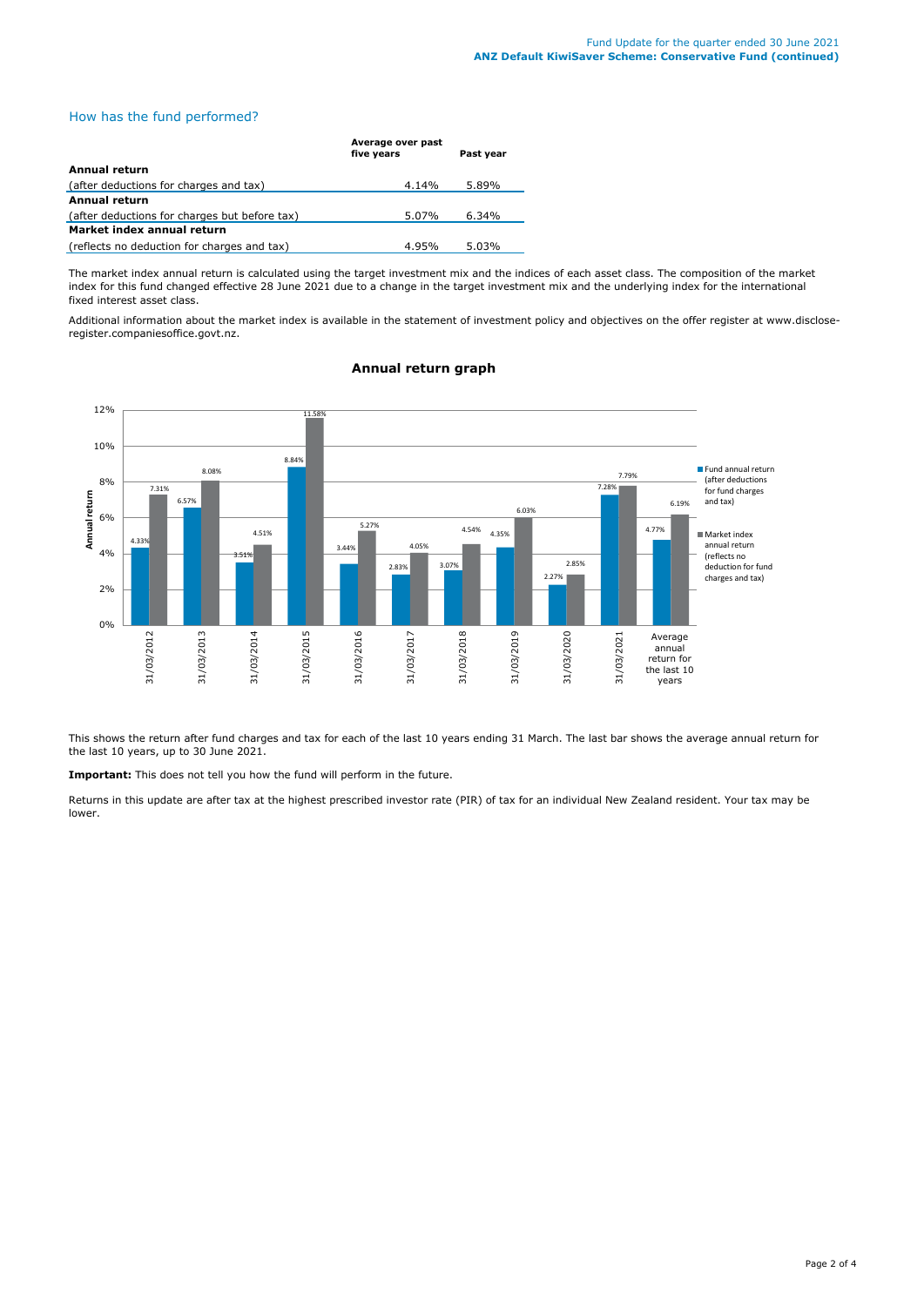## How has the fund performed?

| | Average over past five years | Past year |
|---|---|---|
| **Annual return** | | |
| (after deductions for charges and tax) | 4.14% | 5.89% |
| **Annual return** | | |
| (after deductions for charges but before tax) | 5.07% | 6.34% |
| **Market index annual return** | | |
| (reflects no deduction for charges and tax) | 4.95% | 5.03% |

The market index annual return is calculated using the target investment mix and the indices of each asset class. The composition of the market index for this fund changed effective 28 June 2021 due to a change in the target investment mix and the underlying index for the international fixed interest asset class.

Additional information about the market index is available in the statement of investment policy and objectives on the offer register at www.disclose-register.companiesoffice.govt.nz.

### Annual return graph

| | Fund annual return (after deductions for fund charges and tax) | Market index annual return (reflects no deduction for fund charges and tax) |
|---|---|---|
| 31/03/2012 | 4.33% | 7.31% |
| 31/03/2013 | 6.57% | 8.08% |
| 31/03/2014 | 3.51% | 4.51% |
| 31/03/2015 | 8.84% | 11.58% |
| 31/03/2016 | 3.44% | 5.27% |
| 31/03/2017 | 2.83% | 4.05% |
| 31/03/2018 | 3.07% | 4.54% |
| 31/03/2019 | 4.35% | 6.03% |
| 31/03/2020 | 2.27% | 2.85% |
| 31/03/2021 | 7.28% | 7.79% |
| Average annual return for the last 10 years | 4.77% | 6.19% |

This shows the return after fund charges and tax for each of the last 10 years ending 31 March. The last bar shows the average annual return for the last 10 years, up to 30 June 2021.

**Important:** This does not tell you how the fund will perform in the future.

Returns in this update are after tax at the highest prescribed investor rate (PIR) of tax for an individual New Zealand resident. Your tax may be lower.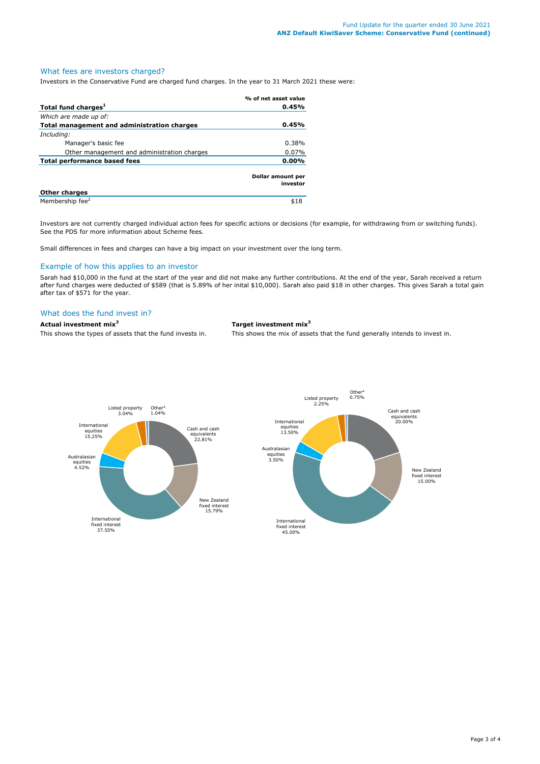## What fees are investors charged?

Investors in the Conservative Fund are charged fund charges. In the year to 31 March 2021 these were:

| | % of net asset value |
|---|---|
| **Total fund charges**[1] | **0.45%** |
| *Which are made up of:* | |
| **Total management and administration charges** | **0.45%** |
| *Including:* | |
| Manager's basic fee | 0.38% |
| Other management and administration charges | 0.07% |
| **Total performance based fees** | **0.00%** |
| | **Dollar amount per investor** |
| **Other charges** | |
| Membership fee[2] | $18 |

Investors are not currently charged individual action fees for specific actions or decisions (for example, for withdrawing from or switching funds). See the PDS for more information about Scheme fees.

Small differences in fees and charges can have a big impact on your investment over the long term.

## Example of how this applies to an investor

Sarah had $10,000 in the fund at the start of the year and did not make any further contributions. At the end of the year, Sarah received a return after fund charges were deducted of $589 (that is 5.89% of her inital $10,000). Sarah also paid $18 in other charges. This gives Sarah a total gain after tax of $571 for the year.

## What does the fund invest in?

**Actual investment mix**[3]

This shows the types of assets that the fund invests in.

| Asset type | % |
|---|---|
| Cash and cash equivalents | 22.81% |
| New Zealand fixed interest | 15.79% |
| International fixed interest | 37.55% |
| Australasian equities | 4.52% |
| International equities | 15.25% |
| Listed property | 3.04% |
| Other[4] | 1.04% |

**Target investment mix**[3]

This shows the mix of assets that the fund generally intends to invest in.

| Asset type | % |
|---|---|
| Cash and cash equivalents | 20.00% |
| New Zealand fixed interest | 15.00% |
| International fixed interest | 45.00% |
| Australasian equities | 3.50% |
| International equities | 13.50% |
| Listed property | 2.25% |
| Other[4] | 0.75% |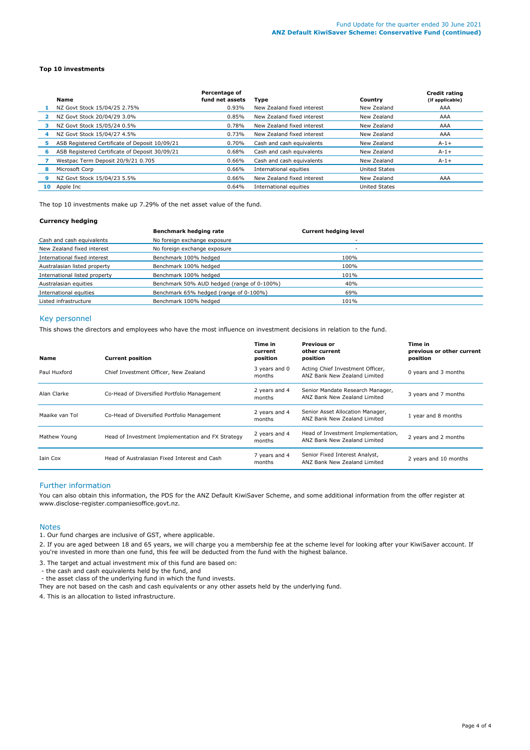### Top 10 investments

| | Name | Percentage of fund net assets | Type | Country | Credit rating (if applicable) |
|---|---|---|---|---|---|
| 1 | NZ Govt Stock 15/04/25 2.75% | 0.93% | New Zealand fixed interest | New Zealand | AAA |
| 2 | NZ Govt Stock 20/04/29 3.0% | 0.85% | New Zealand fixed interest | New Zealand | AAA |
| 3 | NZ Govt Stock 15/05/24 0.5% | 0.78% | New Zealand fixed interest | New Zealand | AAA |
| 4 | NZ Govt Stock 15/04/27 4.5% | 0.73% | New Zealand fixed interest | New Zealand | AAA |
| 5 | ASB Registered Certificate of Deposit 10/09/21 | 0.70% | Cash and cash equivalents | New Zealand | A-1+ |
| 6 | ASB Registered Certificate of Deposit 30/09/21 | 0.68% | Cash and cash equivalents | New Zealand | A-1+ |
| 7 | Westpac Term Deposit 20/9/21 0.705 | 0.66% | Cash and cash equivalents | New Zealand | A-1+ |
| 8 | Microsoft Corp | 0.66% | International equities | United States | |
| 9 | NZ Govt Stock 15/04/23 5.5% | 0.66% | New Zealand fixed interest | New Zealand | AAA |
| 10 | Apple Inc | 0.64% | International equities | United States | |

The top 10 investments make up 7.29% of the net asset value of the fund.

### Currency hedging

| | Benchmark hedging rate | Current hedging level |
|---|---|---|
| Cash and cash equivalents | No foreign exchange exposure | - |
| New Zealand fixed interest | No foreign exchange exposure | - |
| International fixed interest | Benchmark 100% hedged | 100% |
| Australasian listed property | Benchmark 100% hedged | 100% |
| International listed property | Benchmark 100% hedged | 101% |
| Australasian equities | Benchmark 50% AUD hedged (range of 0-100%) | 40% |
| International equities | Benchmark 65% hedged (range of 0-100%) | 69% |
| Listed infrastructure | Benchmark 100% hedged | 101% |

## Key personnel

This shows the directors and employees who have the most influence on investment decisions in relation to the fund.

| Name | Current position | Time in current position | Previous or other current position | Time in previous or other current position |
|---|---|---|---|---|
| Paul Huxford | Chief Investment Officer, New Zealand | 3 years and 0 months | Acting Chief Investment Officer, ANZ Bank New Zealand Limited | 0 years and 3 months |
| Alan Clarke | Co-Head of Diversified Portfolio Management | 2 years and 4 months | Senior Mandate Research Manager, ANZ Bank New Zealand Limited | 3 years and 7 months |
| Maaike van Tol | Co-Head of Diversified Portfolio Management | 2 years and 4 months | Senior Asset Allocation Manager, ANZ Bank New Zealand Limited | 1 year and 8 months |
| Mathew Young | Head of Investment Implementation and FX Strategy | 2 years and 4 months | Head of Investment Implementation, ANZ Bank New Zealand Limited | 2 years and 2 months |
| Iain Cox | Head of Australasian Fixed Interest and Cash | 7 years and 4 months | Senior Fixed Interest Analyst, ANZ Bank New Zealand Limited | 2 years and 10 months |

## Further information

You can also obtain this information, the PDS for the ANZ Default KiwiSaver Scheme, and some additional information from the offer register at www.disclose-register.companiesoffice.govt.nz.

## Notes

1. Our fund charges are inclusive of GST, where applicable.

2. If you are aged between 18 and 65 years, we will charge you a membership fee at the scheme level for looking after your KiwiSaver account. If you're invested in more than one fund, this fee will be deducted from the fund with the highest balance.

3. The target and actual investment mix of this fund are based on:
 - the cash and cash equivalents held by the fund, and
 - the asset class of the underlying fund in which the fund invests.

They are not based on the cash and cash equivalents or any other assets held by the underlying fund.

4. This is an allocation to listed infrastructure.